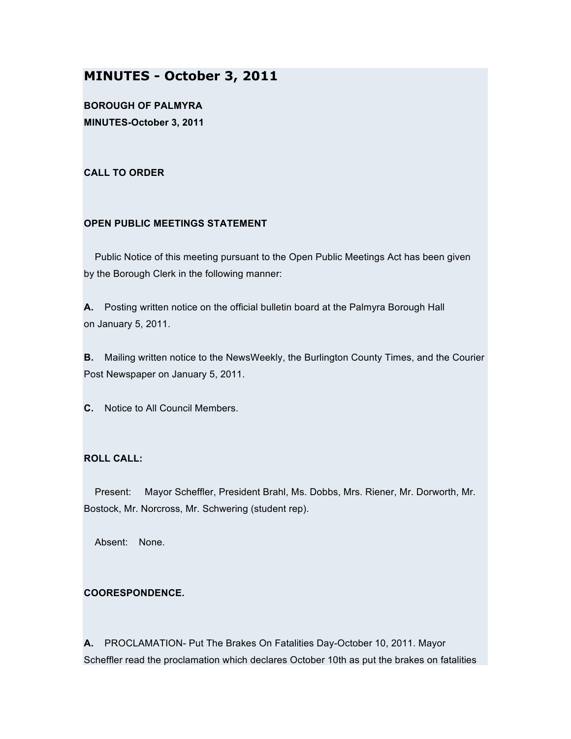# MINUTES - October 3, 2011

**BOROUGH OF PALMYRA**
**MINUTES-October 3, 2011**

**CALL TO ORDER**

**OPEN PUBLIC MEETINGS STATEMENT**

Public Notice of this meeting pursuant to the Open Public Meetings Act has been given by the Borough Clerk in the following manner:

**A.** Posting written notice on the official bulletin board at the Palmyra Borough Hall on January 5, 2011.

**B.** Mailing written notice to the NewsWeekly, the Burlington County Times, and the Courier Post Newspaper on January 5, 2011.

**C.** Notice to All Council Members.

**ROLL CALL:**

Present: Mayor Scheffler, President Brahl, Ms. Dobbs, Mrs. Riener, Mr. Dorworth, Mr. Bostock, Mr. Norcross, Mr. Schwering (student rep).

Absent: None.

**COORESPONDENCE.**

**A.** PROCLAMATION- Put The Brakes On Fatalities Day-October 10, 2011. Mayor Scheffler read the proclamation which declares October 10th as put the brakes on fatalities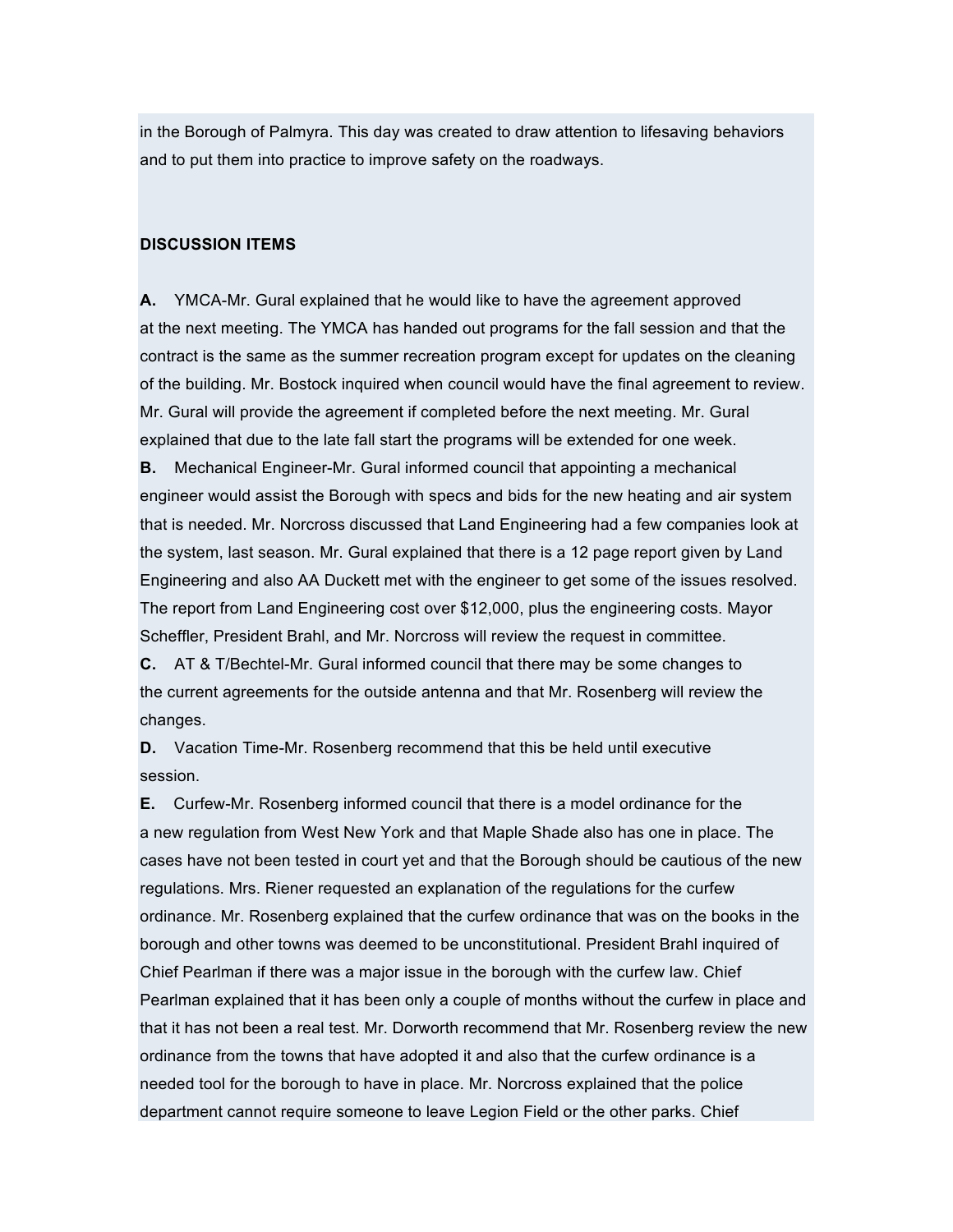in the Borough of Palmyra. This day was created to draw attention to lifesaving behaviors and to put them into practice to improve safety on the roadways.

**DISCUSSION ITEMS**

**A.** YMCA-Mr. Gural explained that he would like to have the agreement approved at the next meeting. The YMCA has handed out programs for the fall session and that the contract is the same as the summer recreation program except for updates on the cleaning of the building. Mr. Bostock inquired when council would have the final agreement to review. Mr. Gural will provide the agreement if completed before the next meeting. Mr. Gural explained that due to the late fall start the programs will be extended for one week.

**B.** Mechanical Engineer-Mr. Gural informed council that appointing a mechanical engineer would assist the Borough with specs and bids for the new heating and air system that is needed. Mr. Norcross discussed that Land Engineering had a few companies look at the system, last season. Mr. Gural explained that there is a 12 page report given by Land Engineering and also AA Duckett met with the engineer to get some of the issues resolved. The report from Land Engineering cost over $12,000, plus the engineering costs. Mayor Scheffler, President Brahl, and Mr. Norcross will review the request in committee.

**C.** AT & T/Bechtel-Mr. Gural informed council that there may be some changes to the current agreements for the outside antenna and that Mr. Rosenberg will review the changes.

**D.** Vacation Time-Mr. Rosenberg recommend that this be held until executive session.

**E.** Curfew-Mr. Rosenberg informed council that there is a model ordinance for the a new regulation from West New York and that Maple Shade also has one in place. The cases have not been tested in court yet and that the Borough should be cautious of the new regulations. Mrs. Riener requested an explanation of the regulations for the curfew ordinance. Mr. Rosenberg explained that the curfew ordinance that was on the books in the borough and other towns was deemed to be unconstitutional. President Brahl inquired of Chief Pearlman if there was a major issue in the borough with the curfew law. Chief Pearlman explained that it has been only a couple of months without the curfew in place and that it has not been a real test. Mr. Dorworth recommend that Mr. Rosenberg review the new ordinance from the towns that have adopted it and also that the curfew ordinance is a needed tool for the borough to have in place. Mr. Norcross explained that the police department cannot require someone to leave Legion Field or the other parks. Chief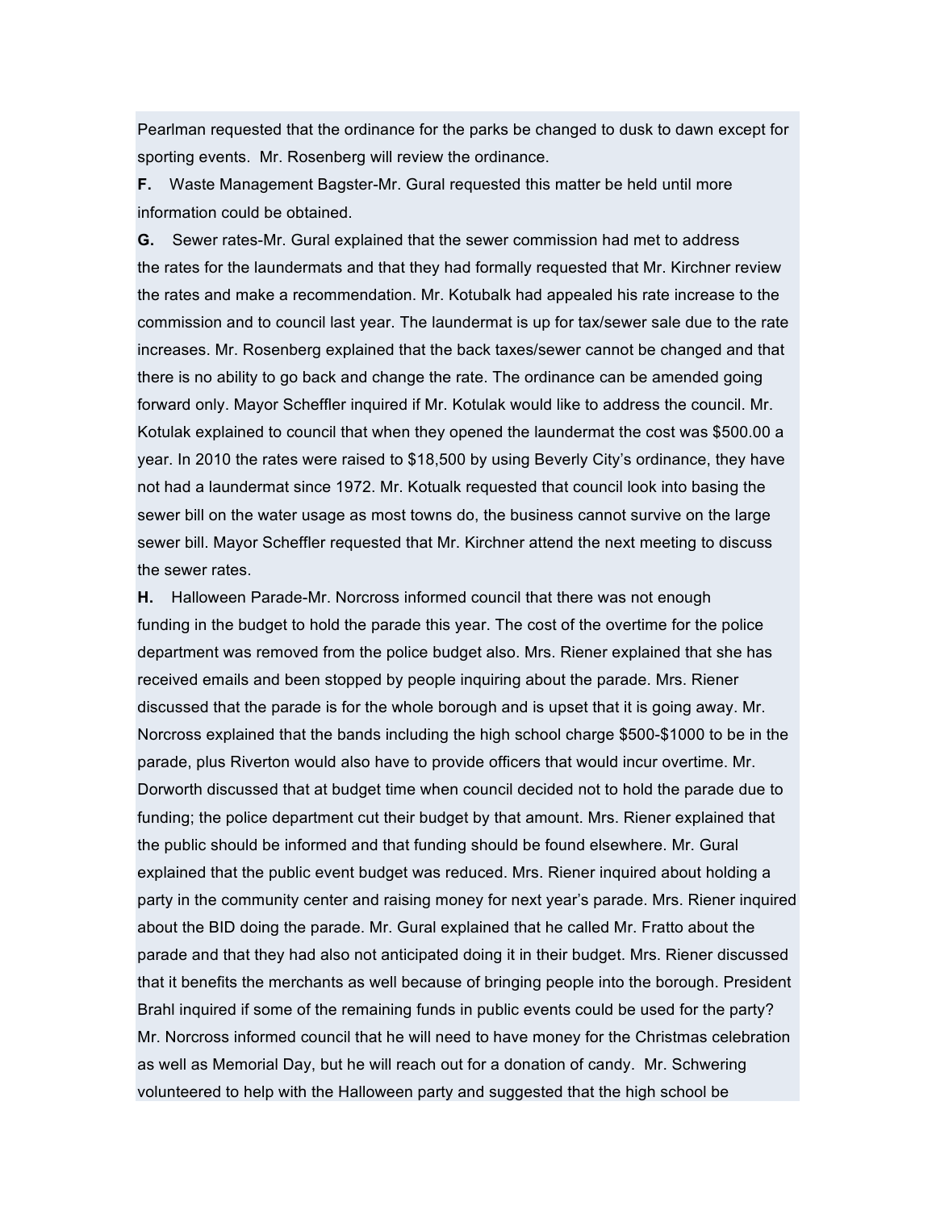Pearlman requested that the ordinance for the parks be changed to dusk to dawn except for sporting events. Mr. Rosenberg will review the ordinance.

**F.** Waste Management Bagster-Mr. Gural requested this matter be held until more information could be obtained.

**G.** Sewer rates-Mr. Gural explained that the sewer commission had met to address the rates for the laundermats and that they had formally requested that Mr. Kirchner review the rates and make a recommendation. Mr. Kotubalk had appealed his rate increase to the commission and to council last year. The laundermat is up for tax/sewer sale due to the rate increases. Mr. Rosenberg explained that the back taxes/sewer cannot be changed and that there is no ability to go back and change the rate. The ordinance can be amended going forward only. Mayor Scheffler inquired if Mr. Kotulak would like to address the council. Mr. Kotulak explained to council that when they opened the laundermat the cost was $500.00 a year. In 2010 the rates were raised to $18,500 by using Beverly City's ordinance, they have not had a laundermat since 1972. Mr. Kotualk requested that council look into basing the sewer bill on the water usage as most towns do, the business cannot survive on the large sewer bill. Mayor Scheffler requested that Mr. Kirchner attend the next meeting to discuss the sewer rates.

**H.** Halloween Parade-Mr. Norcross informed council that there was not enough funding in the budget to hold the parade this year. The cost of the overtime for the police department was removed from the police budget also. Mrs. Riener explained that she has received emails and been stopped by people inquiring about the parade. Mrs. Riener discussed that the parade is for the whole borough and is upset that it is going away. Mr. Norcross explained that the bands including the high school charge $500-$1000 to be in the parade, plus Riverton would also have to provide officers that would incur overtime. Mr. Dorworth discussed that at budget time when council decided not to hold the parade due to funding; the police department cut their budget by that amount. Mrs. Riener explained that the public should be informed and that funding should be found elsewhere. Mr. Gural explained that the public event budget was reduced. Mrs. Riener inquired about holding a party in the community center and raising money for next year's parade. Mrs. Riener inquired about the BID doing the parade. Mr. Gural explained that he called Mr. Fratto about the parade and that they had also not anticipated doing it in their budget. Mrs. Riener discussed that it benefits the merchants as well because of bringing people into the borough. President Brahl inquired if some of the remaining funds in public events could be used for the party? Mr. Norcross informed council that he will need to have money for the Christmas celebration as well as Memorial Day, but he will reach out for a donation of candy. Mr. Schwering volunteered to help with the Halloween party and suggested that the high school be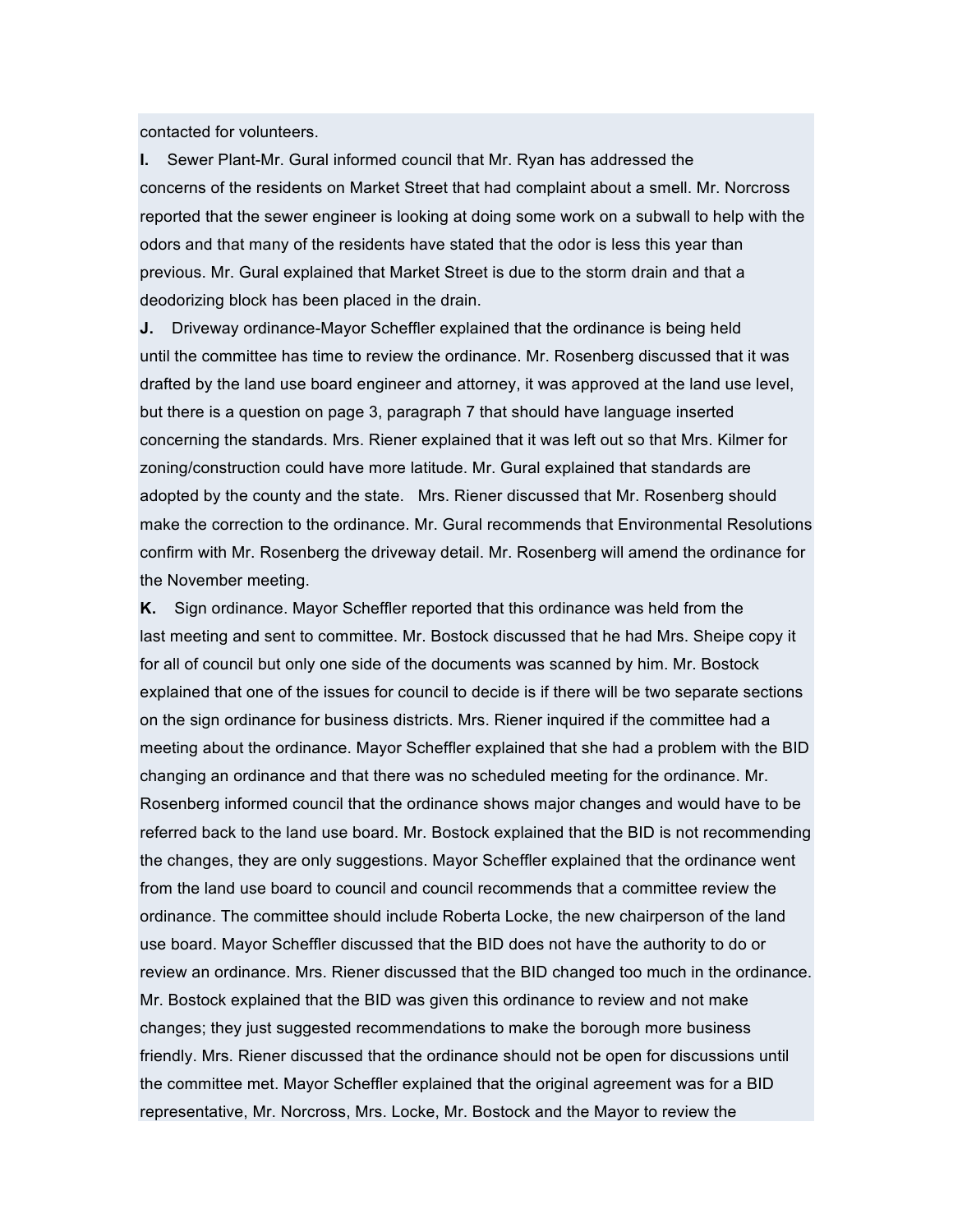contacted for volunteers.

**I.** Sewer Plant-Mr. Gural informed council that Mr. Ryan has addressed the concerns of the residents on Market Street that had complaint about a smell. Mr. Norcross reported that the sewer engineer is looking at doing some work on a subwall to help with the odors and that many of the residents have stated that the odor is less this year than previous. Mr. Gural explained that Market Street is due to the storm drain and that a deodorizing block has been placed in the drain.

**J.** Driveway ordinance-Mayor Scheffler explained that the ordinance is being held until the committee has time to review the ordinance. Mr. Rosenberg discussed that it was drafted by the land use board engineer and attorney, it was approved at the land use level, but there is a question on page 3, paragraph 7 that should have language inserted concerning the standards. Mrs. Riener explained that it was left out so that Mrs. Kilmer for zoning/construction could have more latitude. Mr. Gural explained that standards are adopted by the county and the state. Mrs. Riener discussed that Mr. Rosenberg should make the correction to the ordinance. Mr. Gural recommends that Environmental Resolutions confirm with Mr. Rosenberg the driveway detail. Mr. Rosenberg will amend the ordinance for the November meeting.

**K.** Sign ordinance. Mayor Scheffler reported that this ordinance was held from the last meeting and sent to committee. Mr. Bostock discussed that he had Mrs. Sheipe copy it for all of council but only one side of the documents was scanned by him. Mr. Bostock explained that one of the issues for council to decide is if there will be two separate sections on the sign ordinance for business districts. Mrs. Riener inquired if the committee had a meeting about the ordinance. Mayor Scheffler explained that she had a problem with the BID changing an ordinance and that there was no scheduled meeting for the ordinance. Mr. Rosenberg informed council that the ordinance shows major changes and would have to be referred back to the land use board. Mr. Bostock explained that the BID is not recommending the changes, they are only suggestions. Mayor Scheffler explained that the ordinance went from the land use board to council and council recommends that a committee review the ordinance. The committee should include Roberta Locke, the new chairperson of the land use board. Mayor Scheffler discussed that the BID does not have the authority to do or review an ordinance. Mrs. Riener discussed that the BID changed too much in the ordinance. Mr. Bostock explained that the BID was given this ordinance to review and not make changes; they just suggested recommendations to make the borough more business friendly. Mrs. Riener discussed that the ordinance should not be open for discussions until the committee met. Mayor Scheffler explained that the original agreement was for a BID representative, Mr. Norcross, Mrs. Locke, Mr. Bostock and the Mayor to review the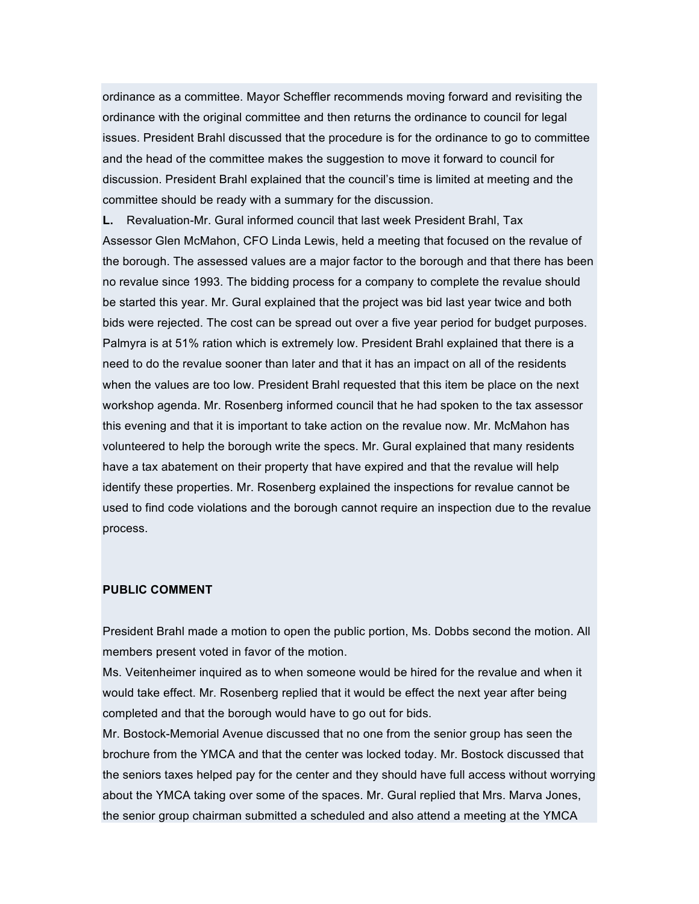ordinance as a committee. Mayor Scheffler recommends moving forward and revisiting the ordinance with the original committee and then returns the ordinance to council for legal issues. President Brahl discussed that the procedure is for the ordinance to go to committee and the head of the committee makes the suggestion to move it forward to council for discussion. President Brahl explained that the council's time is limited at meeting and the committee should be ready with a summary for the discussion.

**L.** Revaluation-Mr. Gural informed council that last week President Brahl, Tax Assessor Glen McMahon, CFO Linda Lewis, held a meeting that focused on the revalue of the borough. The assessed values are a major factor to the borough and that there has been no revalue since 1993. The bidding process for a company to complete the revalue should be started this year. Mr. Gural explained that the project was bid last year twice and both bids were rejected. The cost can be spread out over a five year period for budget purposes. Palmyra is at 51% ration which is extremely low. President Brahl explained that there is a need to do the revalue sooner than later and that it has an impact on all of the residents when the values are too low. President Brahl requested that this item be place on the next workshop agenda. Mr. Rosenberg informed council that he had spoken to the tax assessor this evening and that it is important to take action on the revalue now. Mr. McMahon has volunteered to help the borough write the specs. Mr. Gural explained that many residents have a tax abatement on their property that have expired and that the revalue will help identify these properties. Mr. Rosenberg explained the inspections for revalue cannot be used to find code violations and the borough cannot require an inspection due to the revalue process.

**PUBLIC COMMENT**

President Brahl made a motion to open the public portion, Ms. Dobbs second the motion. All members present voted in favor of the motion.

Ms. Veitenheimer inquired as to when someone would be hired for the revalue and when it would take effect. Mr. Rosenberg replied that it would be effect the next year after being completed and that the borough would have to go out for bids.

Mr. Bostock-Memorial Avenue discussed that no one from the senior group has seen the brochure from the YMCA and that the center was locked today. Mr. Bostock discussed that the seniors taxes helped pay for the center and they should have full access without worrying about the YMCA taking over some of the spaces. Mr. Gural replied that Mrs. Marva Jones, the senior group chairman submitted a scheduled and also attend a meeting at the YMCA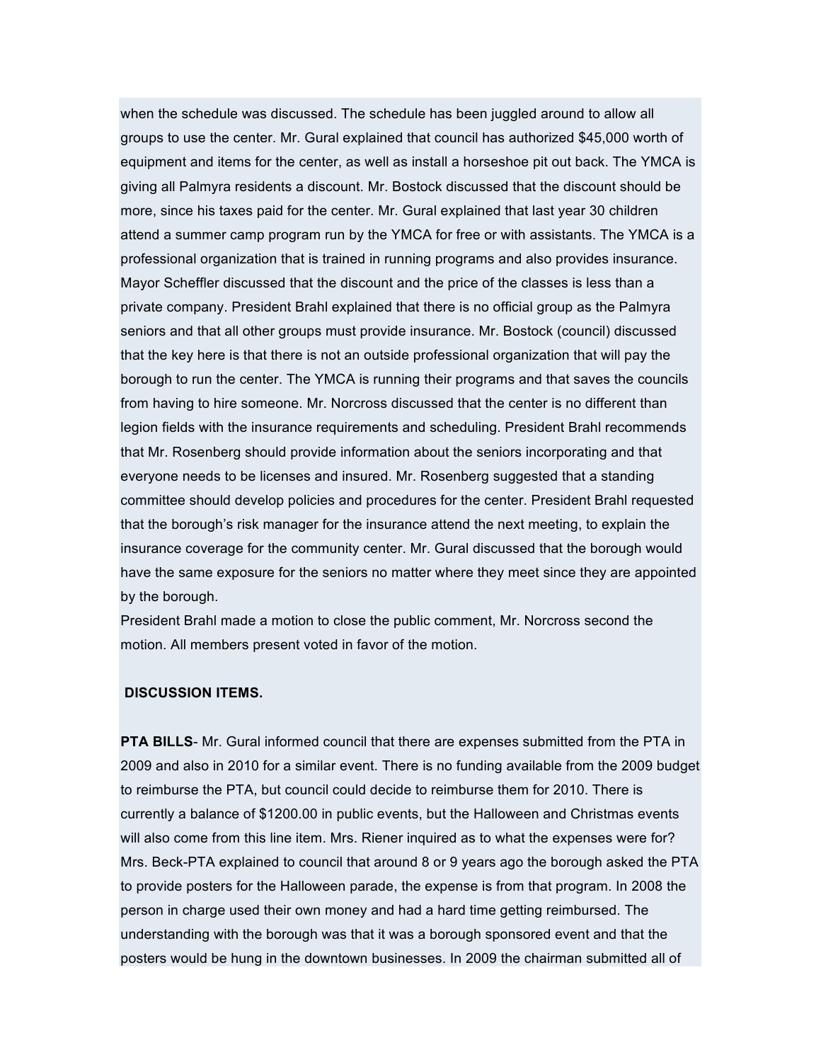when the schedule was discussed. The schedule has been juggled around to allow all groups to use the center. Mr. Gural explained that council has authorized $45,000 worth of equipment and items for the center, as well as install a horseshoe pit out back. The YMCA is giving all Palmyra residents a discount. Mr. Bostock discussed that the discount should be more, since his taxes paid for the center. Mr. Gural explained that last year 30 children attend a summer camp program run by the YMCA for free or with assistants. The YMCA is a professional organization that is trained in running programs and also provides insurance. Mayor Scheffler discussed that the discount and the price of the classes is less than a private company. President Brahl explained that there is no official group as the Palmyra seniors and that all other groups must provide insurance. Mr. Bostock (council) discussed that the key here is that there is not an outside professional organization that will pay the borough to run the center. The YMCA is running their programs and that saves the councils from having to hire someone. Mr. Norcross discussed that the center is no different than legion fields with the insurance requirements and scheduling. President Brahl recommends that Mr. Rosenberg should provide information about the seniors incorporating and that everyone needs to be licenses and insured. Mr. Rosenberg suggested that a standing committee should develop policies and procedures for the center. President Brahl requested that the borough's risk manager for the insurance attend the next meeting, to explain the insurance coverage for the community center. Mr. Gural discussed that the borough would have the same exposure for the seniors no matter where they meet since they are appointed by the borough.

President Brahl made a motion to close the public comment, Mr. Norcross second the motion. All members present voted in favor of the motion.

**DISCUSSION ITEMS.**

**PTA BILLS**- Mr. Gural informed council that there are expenses submitted from the PTA in 2009 and also in 2010 for a similar event. There is no funding available from the 2009 budget to reimburse the PTA, but council could decide to reimburse them for 2010. There is currently a balance of $1200.00 in public events, but the Halloween and Christmas events will also come from this line item. Mrs. Riener inquired as to what the expenses were for? Mrs. Beck-PTA explained to council that around 8 or 9 years ago the borough asked the PTA to provide posters for the Halloween parade, the expense is from that program. In 2008 the person in charge used their own money and had a hard time getting reimbursed. The understanding with the borough was that it was a borough sponsored event and that the posters would be hung in the downtown businesses. In 2009 the chairman submitted all of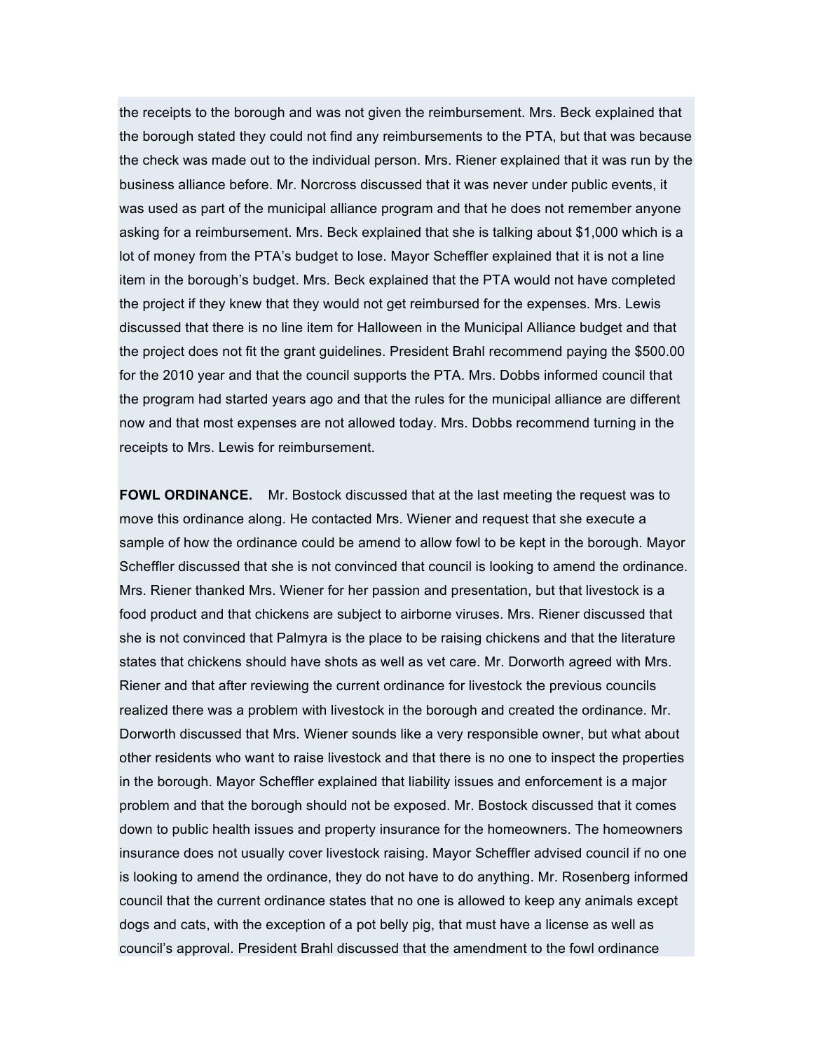the receipts to the borough and was not given the reimbursement. Mrs. Beck explained that the borough stated they could not find any reimbursements to the PTA, but that was because the check was made out to the individual person. Mrs. Riener explained that it was run by the business alliance before. Mr. Norcross discussed that it was never under public events, it was used as part of the municipal alliance program and that he does not remember anyone asking for a reimbursement. Mrs. Beck explained that she is talking about $1,000 which is a lot of money from the PTA's budget to lose. Mayor Scheffler explained that it is not a line item in the borough's budget. Mrs. Beck explained that the PTA would not have completed the project if they knew that they would not get reimbursed for the expenses. Mrs. Lewis discussed that there is no line item for Halloween in the Municipal Alliance budget and that the project does not fit the grant guidelines. President Brahl recommend paying the $500.00 for the 2010 year and that the council supports the PTA. Mrs. Dobbs informed council that the program had started years ago and that the rules for the municipal alliance are different now and that most expenses are not allowed today. Mrs. Dobbs recommend turning in the receipts to Mrs. Lewis for reimbursement.

**FOWL ORDINANCE.** Mr. Bostock discussed that at the last meeting the request was to move this ordinance along. He contacted Mrs. Wiener and request that she execute a sample of how the ordinance could be amend to allow fowl to be kept in the borough. Mayor Scheffler discussed that she is not convinced that council is looking to amend the ordinance. Mrs. Riener thanked Mrs. Wiener for her passion and presentation, but that livestock is a food product and that chickens are subject to airborne viruses. Mrs. Riener discussed that she is not convinced that Palmyra is the place to be raising chickens and that the literature states that chickens should have shots as well as vet care. Mr. Dorworth agreed with Mrs. Riener and that after reviewing the current ordinance for livestock the previous councils realized there was a problem with livestock in the borough and created the ordinance. Mr. Dorworth discussed that Mrs. Wiener sounds like a very responsible owner, but what about other residents who want to raise livestock and that there is no one to inspect the properties in the borough. Mayor Scheffler explained that liability issues and enforcement is a major problem and that the borough should not be exposed. Mr. Bostock discussed that it comes down to public health issues and property insurance for the homeowners. The homeowners insurance does not usually cover livestock raising. Mayor Scheffler advised council if no one is looking to amend the ordinance, they do not have to do anything. Mr. Rosenberg informed council that the current ordinance states that no one is allowed to keep any animals except dogs and cats, with the exception of a pot belly pig, that must have a license as well as council's approval. President Brahl discussed that the amendment to the fowl ordinance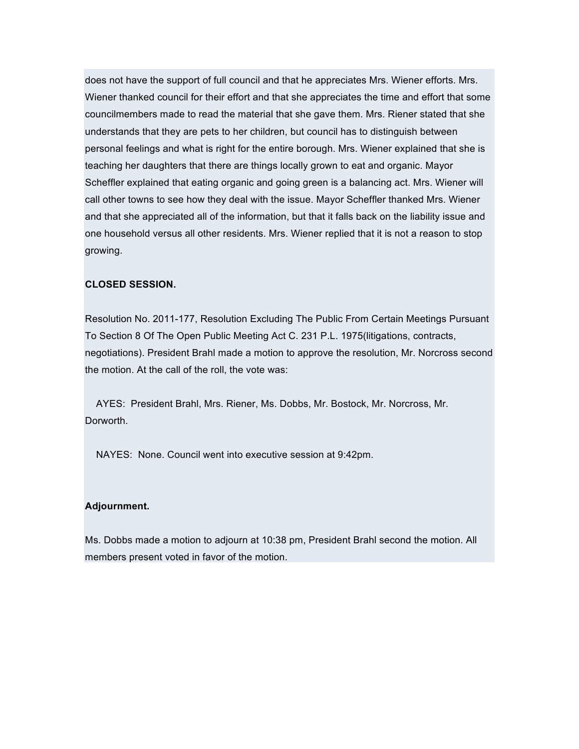does not have the support of full council and that he appreciates Mrs. Wiener efforts. Mrs. Wiener thanked council for their effort and that she appreciates the time and effort that some councilmembers made to read the material that she gave them. Mrs. Riener stated that she understands that they are pets to her children, but council has to distinguish between personal feelings and what is right for the entire borough. Mrs. Wiener explained that she is teaching her daughters that there are things locally grown to eat and organic. Mayor Scheffler explained that eating organic and going green is a balancing act. Mrs. Wiener will call other towns to see how they deal with the issue. Mayor Scheffler thanked Mrs. Wiener and that she appreciated all of the information, but that it falls back on the liability issue and one household versus all other residents. Mrs. Wiener replied that it is not a reason to stop growing.

**CLOSED SESSION.**

Resolution No. 2011-177, Resolution Excluding The Public From Certain Meetings Pursuant To Section 8 Of The Open Public Meeting Act C. 231 P.L. 1975(litigations, contracts, negotiations). President Brahl made a motion to approve the resolution, Mr. Norcross second the motion. At the call of the roll, the vote was:

AYES: President Brahl, Mrs. Riener, Ms. Dobbs, Mr. Bostock, Mr. Norcross, Mr. Dorworth.

NAYES: None. Council went into executive session at 9:42pm.

**Adjournment.**

Ms. Dobbs made a motion to adjourn at 10:38 pm, President Brahl second the motion. All members present voted in favor of the motion.